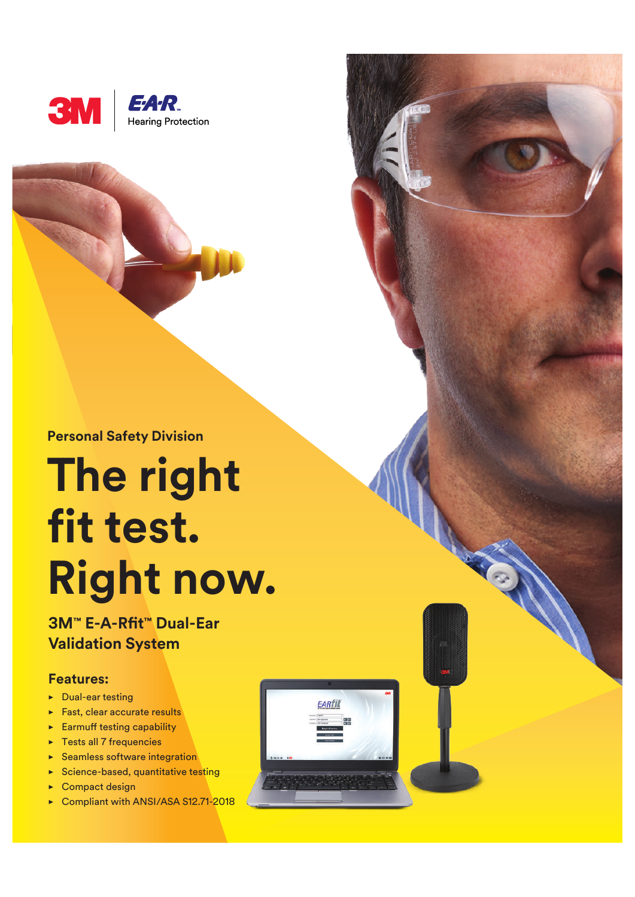3M | E-A-R Hearing Protection

Personal Safety Division

# The right fit test. Right now.

## 3M™ E-A-Rfit™ Dual-Ear Validation System

### Features:

- Dual-ear testing
- Fast, clear accurate results
- Earmuff testing capability
- Tests all 7 frequencies
- Seamless software integration
- Science-based, quantitative testing
- Compact design
- Compliant with ANSI/ASA S12.71-2018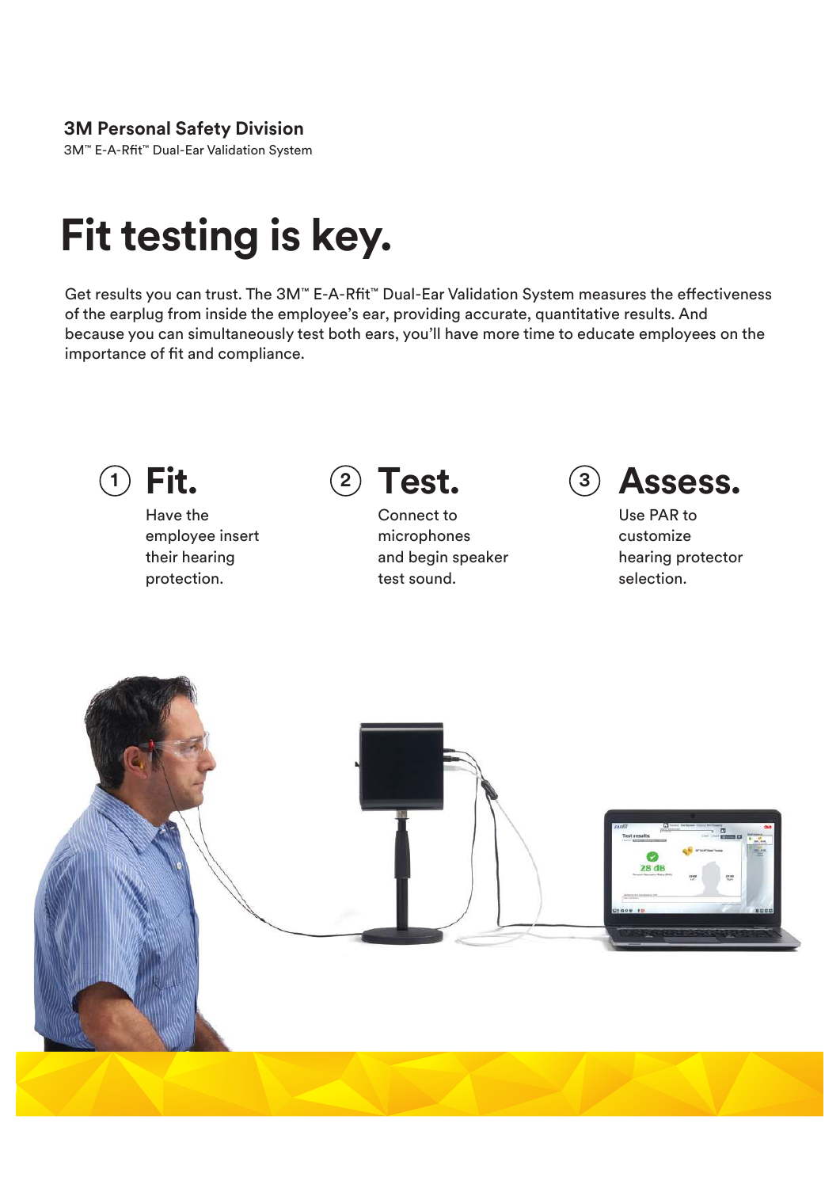**3M Personal Safety Division**

3M™ E-A-Rfit™ Dual-Ear Validation System

# Fit testing is key.

Get results you can trust. The 3M™ E-A-Rfit™ Dual-Ear Validation System measures the effectiveness of the earplug from inside the employee's ear, providing accurate, quantitative results. And because you can simultaneously test both ears, you'll have more time to educate employees on the importance of fit and compliance.

## ① Fit.

Have the employee insert their hearing protection.

## ② Test.

Connect to microphones and begin speaker test sound.

## ③ Assess.

Use PAR to customize hearing protector selection.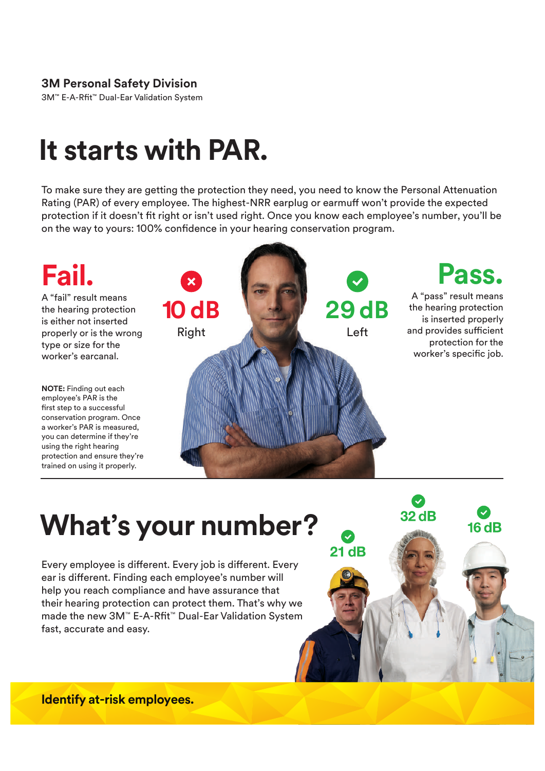**3M Personal Safety Division**
3M™ E-A-Rfit™ Dual-Ear Validation System

# It starts with PAR.

To make sure they are getting the protection they need, you need to know the Personal Attenuation Rating (PAR) of every employee. The highest-NRR earplug or earmuff won't provide the expected protection if it doesn't fit right or isn't used right. Once you know each employee's number, you'll be on the way to yours: 100% confidence in your hearing conservation program.

## Fail.

A "fail" result means the hearing protection is either not inserted properly or is the wrong type or size for the worker's earcanal.

**NOTE:** Finding out each employee's PAR is the first step to a successful conservation program. Once a worker's PAR is measured, you can determine if they're using the right hearing protection and ensure they're trained on using it properly.

10 dB
Right

29 dB
Left

## Pass.

A "pass" result means the hearing protection is inserted properly and provides sufficient protection for the worker's specific job.

# What's your number?

Every employee is different. Every job is different. Every ear is different. Finding each employee's number will help you reach compliance and have assurance that their hearing protection can protect them. That's why we made the new 3M™ E-A-Rfit™ Dual-Ear Validation System fast, accurate and easy.

21 dB

32 dB

16 dB

**Identify at-risk employees.**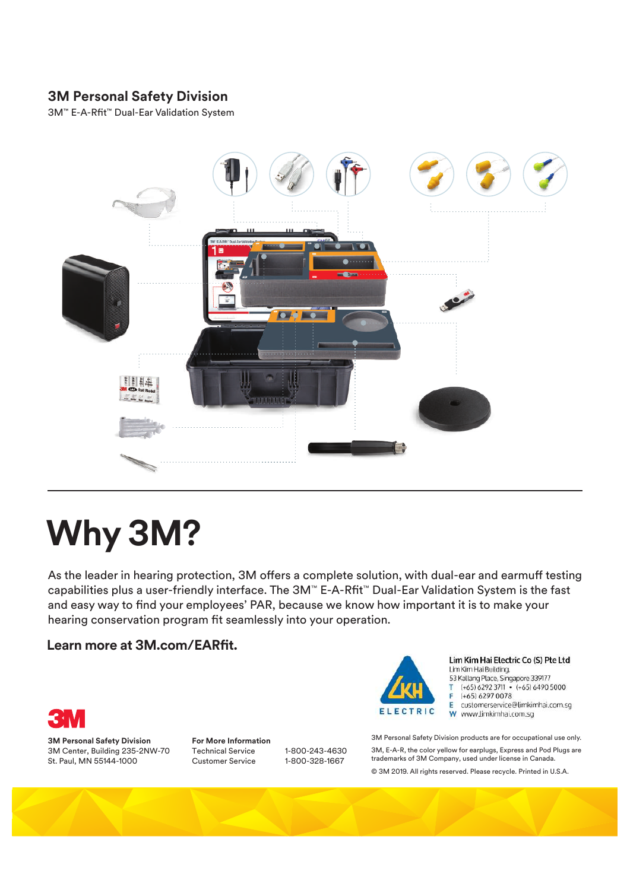## 3M Personal Safety Division

3M™ E-A-Rfit™ Dual-Ear Validation System

# Why 3M?

As the leader in hearing protection, 3M offers a complete solution, with dual-ear and earmuff testing capabilities plus a user-friendly interface. The 3M™ E-A-Rfit™ Dual-Ear Validation System is the fast and easy way to find your employees' PAR, because we know how important it is to make your hearing conservation program fit seamlessly into your operation.

**Learn more at 3M.com/EARfit.**

**Lim Kim Hai Electric Co (S) Pte Ltd**
Lim Kim Hai Building,
53 Kallang Place, Singapore 339177
T (+65) 6292 3711 • (+65) 6490 5000
F (+65) 6297 0078
E customerservice@limkimhai.com.sg
W www.limkimhai.com.sg

**3M Personal Safety Division**
3M Center, Building 235-2NW-70
St. Paul, MN 55144-1000

**For More Information**
Technical Service 1-800-243-4630
Customer Service 1-800-328-1667

3M Personal Safety Division products are for occupational use only.

3M, E-A-R, the color yellow for earplugs, Express and Pod Plugs are trademarks of 3M Company, used under license in Canada.

© 3M 2019. All rights reserved. Please recycle. Printed in U.S.A.